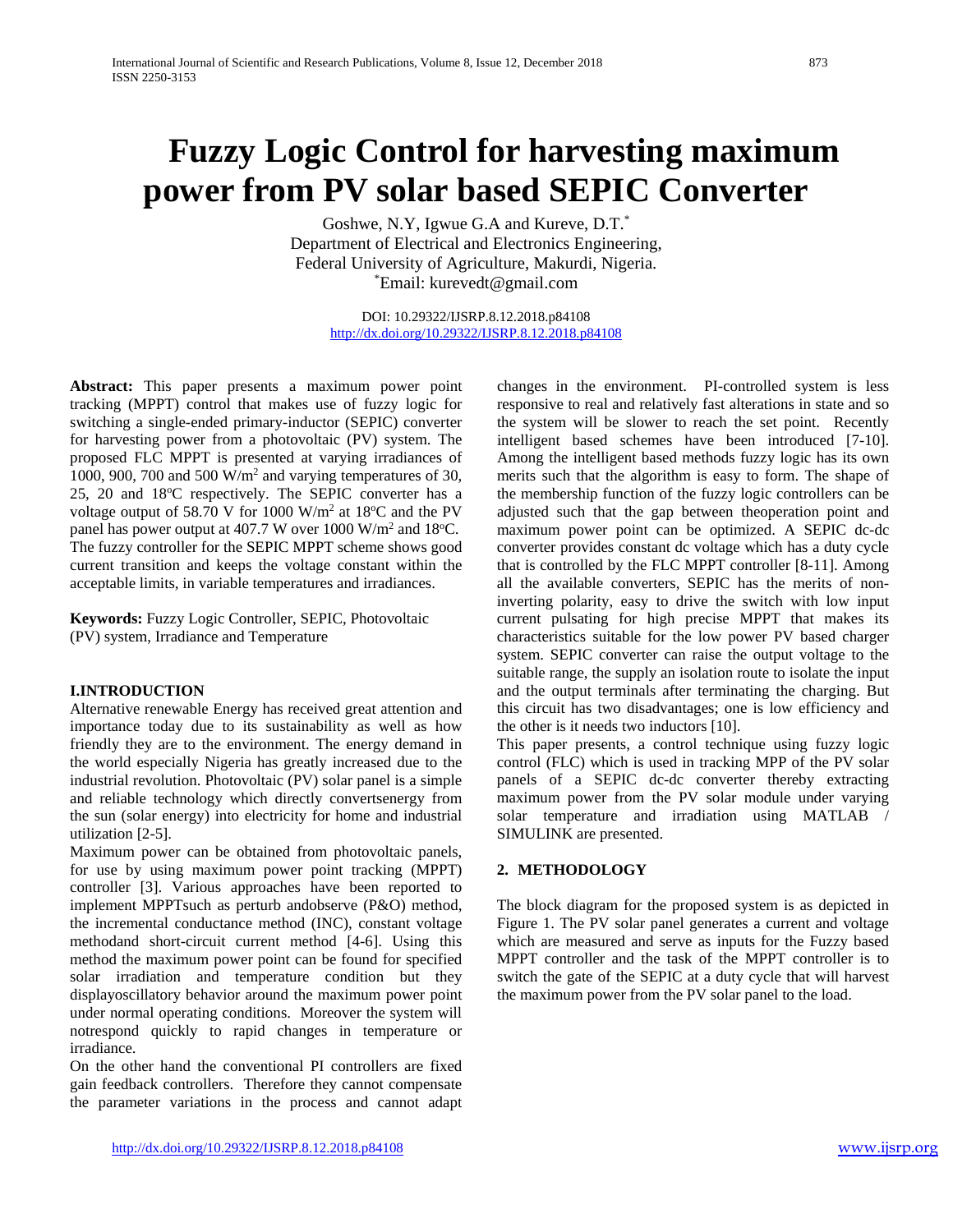# Fuzzy Logic Control for harvesting maximum power from PV solar based SEPIC Converter

Goshwe, N.Y, Igwue G.A and Kureve, D.T.[*]
Department of Electrical and Electronics Engineering,
Federal University of Agriculture, Makurdi, Nigeria.
[*]Email: kurevedt@gmail.com

DOI: 10.29322/IJSRP.8.12.2018.p84108
http://dx.doi.org/10.29322/IJSRP.8.12.2018.p84108

**Abstract:** This paper presents a maximum power point tracking (MPPT) control that makes use of fuzzy logic for switching a single-ended primary-inductor (SEPIC) converter for harvesting power from a photovoltaic (PV) system. The proposed FLC MPPT is presented at varying irradiances of 1000, 900, 700 and 500 W/m$^2$ and varying temperatures of 30, 25, 20 and 18$^o$C respectively. The SEPIC converter has a voltage output of 58.70 V for 1000 W/m$^2$ at 18$^o$C and the PV panel has power output at 407.7 W over 1000 W/m$^2$ and 18$^o$C. The fuzzy controller for the SEPIC MPPT scheme shows good current transition and keeps the voltage constant within the acceptable limits, in variable temperatures and irradiances.

**Keywords:** Fuzzy Logic Controller, SEPIC, Photovoltaic (PV) system, Irradiance and Temperature

## I.INTRODUCTION

Alternative renewable Energy has received great attention and importance today due to its sustainability as well as how friendly they are to the environment. The energy demand in the world especially Nigeria has greatly increased due to the industrial revolution. Photovoltaic (PV) solar panel is a simple and reliable technology which directly convertsenergy from the sun (solar energy) into electricity for home and industrial utilization [2-5].

Maximum power can be obtained from photovoltaic panels, for use by using maximum power point tracking (MPPT) controller [3]. Various approaches have been reported to implement MPPTsuch as perturb andobserve (P&O) method, the incremental conductance method (INC), constant voltage methodand short-circuit current method [4-6]. Using this method the maximum power point can be found for specified solar irradiation and temperature condition but they displayoscillatory behavior around the maximum power point under normal operating conditions. Moreover the system will notrespond quickly to rapid changes in temperature or irradiance.

On the other hand the conventional PI controllers are fixed gain feedback controllers. Therefore they cannot compensate the parameter variations in the process and cannot adapt changes in the environment. PI-controlled system is less responsive to real and relatively fast alterations in state and so the system will be slower to reach the set point. Recently intelligent based schemes have been introduced [7-10]. Among the intelligent based methods fuzzy logic has its own merits such that the algorithm is easy to form. The shape of the membership function of the fuzzy logic controllers can be adjusted such that the gap between theoperation point and maximum power point can be optimized. A SEPIC dc-dc converter provides constant dc voltage which has a duty cycle that is controlled by the FLC MPPT controller [8-11]. Among all the available converters, SEPIC has the merits of non-inverting polarity, easy to drive the switch with low input current pulsating for high precise MPPT that makes its characteristics suitable for the low power PV based charger system. SEPIC converter can raise the output voltage to the suitable range, the supply an isolation route to isolate the input and the output terminals after terminating the charging. But this circuit has two disadvantages; one is low efficiency and the other is it needs two inductors [10].

This paper presents, a control technique using fuzzy logic control (FLC) which is used in tracking MPP of the PV solar panels of a SEPIC dc-dc converter thereby extracting maximum power from the PV solar module under varying solar temperature and irradiation using MATLAB / SIMULINK are presented.

## 2. METHODOLOGY

The block diagram for the proposed system is as depicted in Figure 1. The PV solar panel generates a current and voltage which are measured and serve as inputs for the Fuzzy based MPPT controller and the task of the MPPT controller is to switch the gate of the SEPIC at a duty cycle that will harvest the maximum power from the PV solar panel to the load.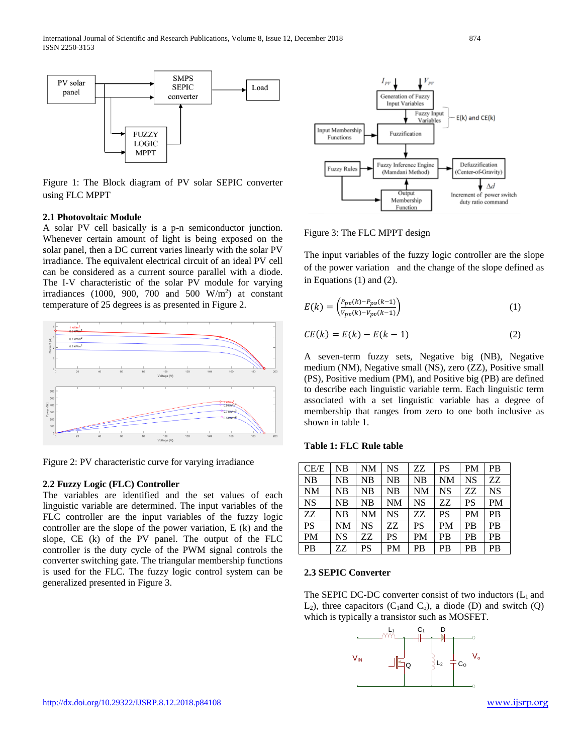Figure 1: The Block diagram of PV solar SEPIC converter using FLC MPPT

### 2.1 Photovoltaic Module

A solar PV cell basically is a p-n semiconductor junction. Whenever certain amount of light is being exposed on the solar panel, then a DC current varies linearly with the solar PV irradiance. The equivalent electrical circuit of an ideal PV cell can be considered as a current source parallel with a diode. The I-V characteristic of the solar PV module for varying irradiances (1000, 900, 700 and 500 W/m$^2$) at constant temperature of 25 degrees is as presented in Figure 2.

Figure 2: PV characteristic curve for varying irradiance

### 2.2 Fuzzy Logic (FLC) Controller

The variables are identified and the set values of each linguistic variable are determined. The input variables of the FLC controller are the input variables of the fuzzy logic controller are the slope of the power variation, E (k) and the slope, CE (k) of the PV panel. The output of the FLC controller is the duty cycle of the PWM signal controls the converter switching gate. The triangular membership functions is used for the FLC. The fuzzy logic control system can be generalized presented in Figure 3.

Figure 3: The FLC MPPT design

The input variables of the fuzzy logic controller are the slope of the power variation and the change of the slope defined as in Equations (1) and (2).

$$E(k) = \left(\frac{P_{pv}(k) - P_{pv}(k-1)}{V_{pv}(k) - V_{pv}(k-1)}\right) \quad (1)$$

$$CE(k) = E(k) - E(k-1) \quad (2)$$

A seven-term fuzzy sets, Negative big (NB), Negative medium (NM), Negative small (NS), zero (ZZ), Positive small (PS), Positive medium (PM), and Positive big (PB) are defined to describe each linguistic variable term. Each linguistic term associated with a set linguistic variable has a degree of membership that ranges from zero to one both inclusive as shown in table 1.

**Table 1: FLC Rule table**

| CE/E | NB | NM | NS | ZZ | PS | PM | PB |
|---|---|---|---|---|---|---|---|
| NB | NB | NB | NB | NB | NM | NS | ZZ |
| NM | NB | NB | NB | NM | NS | ZZ | NS |
| NS | NB | NB | NM | NS | ZZ | PS | PM |
| ZZ | NB | NM | NS | ZZ | PS | PM | PB |
| PS | NM | NS | ZZ | PS | PM | PB | PB |
| PM | NS | ZZ | PS | PM | PB | PB | PB |
| PB | ZZ | PS | PM | PB | PB | PB | PB |

### 2.3 SEPIC Converter

The SEPIC DC-DC converter consist of two inductors ($L_1$ and $L_2$), three capacitors ($C_1$and $C_o$), a diode (D) and switch (Q) which is typically a transistor such as MOSFET.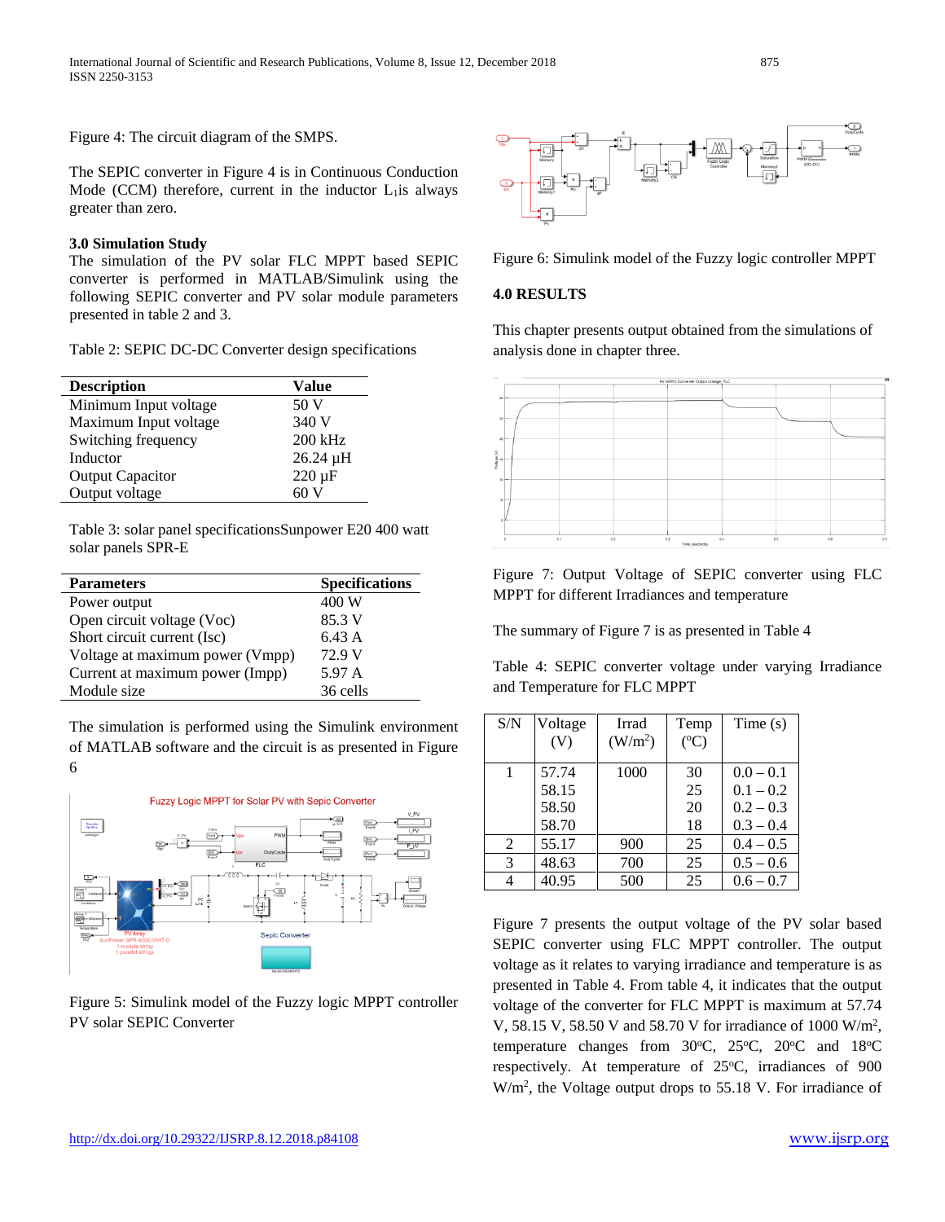Figure 4: The circuit diagram of the SMPS.

The SEPIC converter in Figure 4 is in Continuous Conduction Mode (CCM) therefore, current in the inductor $L_1$is always greater than zero.

### 3.0 Simulation Study

The simulation of the PV solar FLC MPPT based SEPIC converter is performed in MATLAB/Simulink using the following SEPIC converter and PV solar module parameters presented in table 2 and 3.

Table 2: SEPIC DC-DC Converter design specifications

| Description | Value |
|---|---|
| Minimum Input voltage | 50 V |
| Maximum Input voltage | 340 V |
| Switching frequency | 200 kHz |
| Inductor | 26.24 µH |
| Output Capacitor | 220 µF |
| Output voltage | 60 V |

Table 3: solar panel specificationsSunpower E20 400 watt solar panels SPR-E

| Parameters | Specifications |
|---|---|
| Power output | 400 W |
| Open circuit voltage (Voc) | 85.3 V |
| Short circuit current (Isc) | 6.43 A |
| Voltage at maximum power (Vmpp) | 72.9 V |
| Current at maximum power (Impp) | 5.97 A |
| Module size | 36 cells |

The simulation is performed using the Simulink environment of MATLAB software and the circuit is as presented in Figure 6

Figure 5: Simulink model of the Fuzzy logic MPPT controller PV solar SEPIC Converter

Figure 6: Simulink model of the Fuzzy logic controller MPPT

### 4.0 RESULTS

This chapter presents output obtained from the simulations of analysis done in chapter three.

Figure 7: Output Voltage of SEPIC converter using FLC MPPT for different Irradiances and temperature

The summary of Figure 7 is as presented in Table 4

Table 4: SEPIC converter voltage under varying Irradiance and Temperature for FLC MPPT

| S/N | Voltage (V) | Irrad ($W/m^2$) | Temp (°C) | Time (s) |
|---|---|---|---|---|
| 1 | 57.74 | 1000 | 30 | 0.0 – 0.1 |
| | 58.15 | | 25 | 0.1 – 0.2 |
| | 58.50 | | 20 | 0.2 – 0.3 |
| | 58.70 | | 18 | 0.3 – 0.4 |
| 2 | 55.17 | 900 | 25 | 0.4 – 0.5 |
| 3 | 48.63 | 700 | 25 | 0.5 – 0.6 |
| 4 | 40.95 | 500 | 25 | 0.6 – 0.7 |

Figure 7 presents the output voltage of the PV solar based SEPIC converter using FLC MPPT controller. The output voltage as it relates to varying irradiance and temperature is as presented in Table 4. From table 4, it indicates that the output voltage of the converter for FLC MPPT is maximum at 57.74 V, 58.15 V, 58.50 V and 58.70 V for irradiance of 1000 $W/m^2$, temperature changes from 30°C, 25°C, 20°C and 18°C respectively. At temperature of 25°C, irradiances of 900 $W/m^2$, the Voltage output drops to 55.18 V. For irradiance of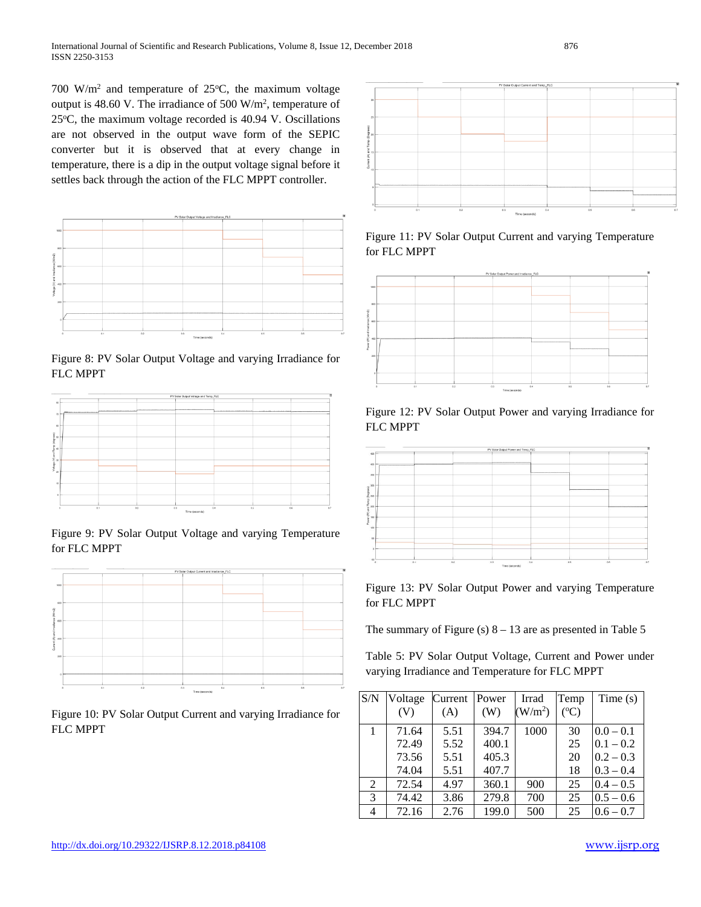700 W/m$^2$ and temperature of 25$^o$C, the maximum voltage output is 48.60 V. The irradiance of 500 W/m$^2$, temperature of 25$^o$C, the maximum voltage recorded is 40.94 V. Oscillations are not observed in the output wave form of the SEPIC converter but it is observed that at every change in temperature, there is a dip in the output voltage signal before it settles back through the action of the FLC MPPT controller.

Figure 8: PV Solar Output Voltage and varying Irradiance for FLC MPPT

Figure 9: PV Solar Output Voltage and varying Temperature for FLC MPPT

Figure 10: PV Solar Output Current and varying Irradiance for FLC MPPT

Figure 11: PV Solar Output Current and varying Temperature for FLC MPPT

Figure 12: PV Solar Output Power and varying Irradiance for FLC MPPT

Figure 13: PV Solar Output Power and varying Temperature for FLC MPPT

The summary of Figure (s) 8 – 13 are as presented in Table 5

Table 5: PV Solar Output Voltage, Current and Power under varying Irradiance and Temperature for FLC MPPT

| S/N | Voltage (V) | Current (A) | Power (W) | Irrad (W/m$^2$) | Temp ($^o$C) | Time (s) |
|---|---|---|---|---|---|---|
| 1 | 71.64 | 5.51 | 394.7 | 1000 | 30 | 0.0 – 0.1 |
| | 72.49 | 5.52 | 400.1 | | 25 | 0.1 – 0.2 |
| | 73.56 | 5.51 | 405.3 | | 20 | 0.2 – 0.3 |
| | 74.04 | 5.51 | 407.7 | | 18 | 0.3 – 0.4 |
| 2 | 72.54 | 4.97 | 360.1 | 900 | 25 | 0.4 – 0.5 |
| 3 | 74.42 | 3.86 | 279.8 | 700 | 25 | 0.5 – 0.6 |
| 4 | 72.16 | 2.76 | 199.0 | 500 | 25 | 0.6 – 0.7 |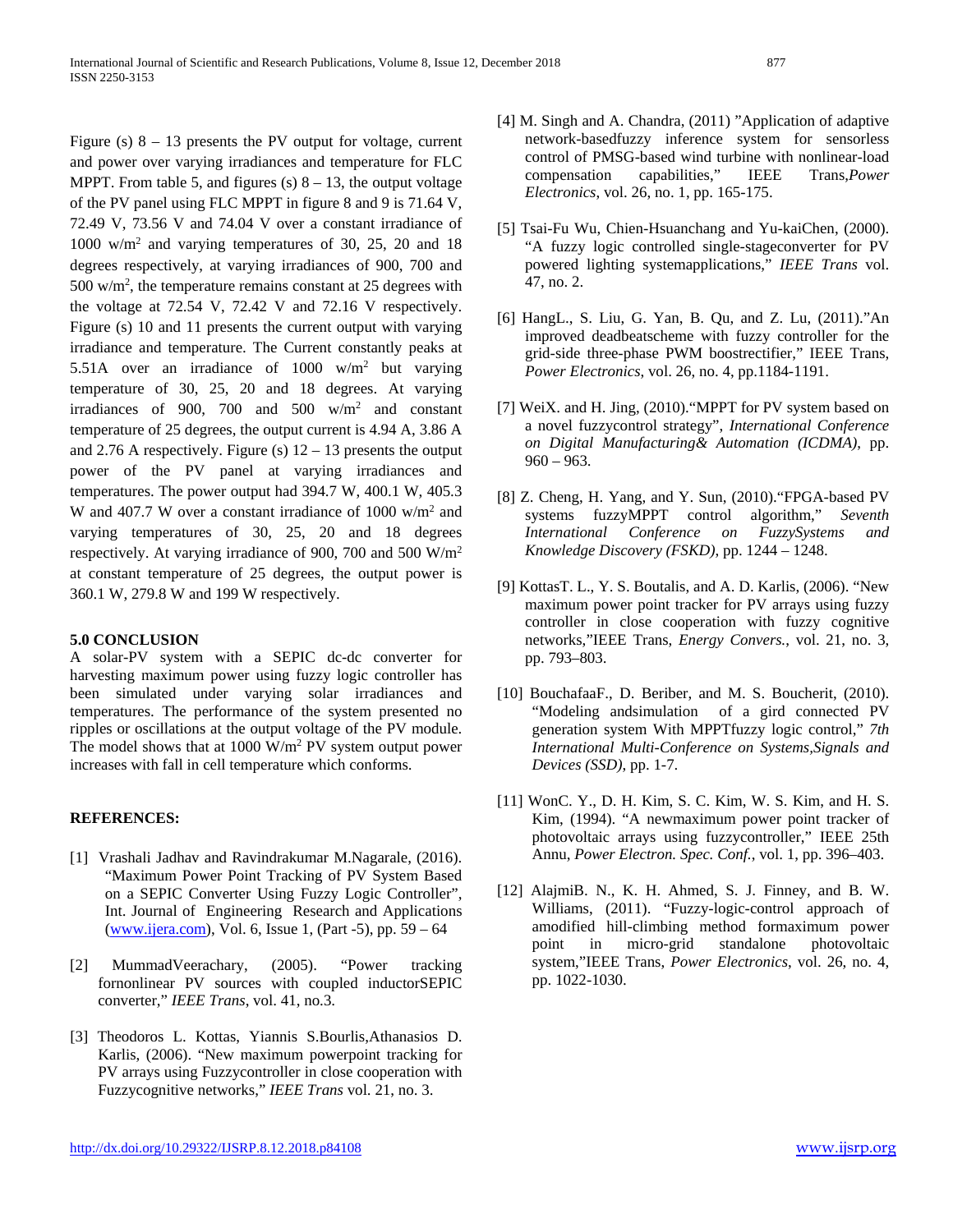Figure (s) 8 – 13 presents the PV output for voltage, current and power over varying irradiances and temperature for FLC MPPT. From table 5, and figures (s) 8 – 13, the output voltage of the PV panel using FLC MPPT in figure 8 and 9 is 71.64 V, 72.49 V, 73.56 V and 74.04 V over a constant irradiance of 1000 w/m$^2$ and varying temperatures of 30, 25, 20 and 18 degrees respectively, at varying irradiances of 900, 700 and 500 w/m$^2$, the temperature remains constant at 25 degrees with the voltage at 72.54 V, 72.42 V and 72.16 V respectively. Figure (s) 10 and 11 presents the current output with varying irradiance and temperature. The Current constantly peaks at 5.51A over an irradiance of 1000 w/m$^2$ but varying temperature of 30, 25, 20 and 18 degrees. At varying irradiances of 900, 700 and 500 w/m$^2$ and constant temperature of 25 degrees, the output current is 4.94 A, 3.86 A and 2.76 A respectively. Figure (s) 12 – 13 presents the output power of the PV panel at varying irradiances and temperatures. The power output had 394.7 W, 400.1 W, 405.3 W and 407.7 W over a constant irradiance of 1000 w/m$^2$ and varying temperatures of 30, 25, 20 and 18 degrees respectively. At varying irradiance of 900, 700 and 500 W/m$^2$ at constant temperature of 25 degrees, the output power is 360.1 W, 279.8 W and 199 W respectively.

## 5.0 CONCLUSION

A solar-PV system with a SEPIC dc-dc converter for harvesting maximum power using fuzzy logic controller has been simulated under varying solar irradiances and temperatures. The performance of the system presented no ripples or oscillations at the output voltage of the PV module. The model shows that at 1000 W/m$^2$ PV system output power increases with fall in cell temperature which conforms.

## REFERENCES:

[1] Vrashali Jadhav and Ravindrakumar M.Nagarale, (2016). "Maximum Power Point Tracking of PV System Based on a SEPIC Converter Using Fuzzy Logic Controller", Int. Journal of Engineering Research and Applications (www.ijera.com), Vol. 6, Issue 1, (Part -5), pp. 59 – 64

[2] MummadVeerachary, (2005). "Power tracking fornonlinear PV sources with coupled inductorSEPIC converter," *IEEE Trans*, vol. 41, no.3.

[3] Theodoros L. Kottas, Yiannis S.Bourlis,Athanasios D. Karlis, (2006). "New maximum powerpoint tracking for PV arrays using Fuzzycontroller in close cooperation with Fuzzycognitive networks," *IEEE Trans* vol. 21, no. 3.

[4] M. Singh and A. Chandra, (2011) "Application of adaptive network-basedfuzzy inference system for sensorless control of PMSG-based wind turbine with nonlinear-load compensation capabilities," IEEE Trans,*Power Electronics*, vol. 26, no. 1, pp. 165-175.

[5] Tsai-Fu Wu, Chien-Hsuanchang and Yu-kaiChen, (2000). "A fuzzy logic controlled single-stageconverter for PV powered lighting systemapplications," *IEEE Trans* vol. 47, no. 2.

[6] HangL., S. Liu, G. Yan, B. Qu, and Z. Lu, (2011)."An improved deadbeatscheme with fuzzy controller for the grid-side three-phase PWM boostrectifier," IEEE Trans, *Power Electronics*, vol. 26, no. 4, pp.1184-1191.

[7] WeiX. and H. Jing, (2010)."MPPT for PV system based on a novel fuzzycontrol strategy", *International Conference on Digital Manufacturing& Automation (ICDMA)*, pp. 960 – 963.

[8] Z. Cheng, H. Yang, and Y. Sun, (2010)."FPGA-based PV systems fuzzyMPPT control algorithm," *Seventh International Conference on FuzzySystems and Knowledge Discovery (FSKD)*, pp. 1244 – 1248.

[9] KottasT. L., Y. S. Boutalis, and A. D. Karlis, (2006). "New maximum power point tracker for PV arrays using fuzzy controller in close cooperation with fuzzy cognitive networks,"IEEE Trans, *Energy Convers.*, vol. 21, no. 3, pp. 793–803.

[10] BouchafaaF., D. Beriber, and M. S. Boucherit, (2010). "Modeling andsimulation of a gird connected PV generation system With MPPTfuzzy logic control," *7th International Multi-Conference on Systems,Signals and Devices (SSD)*, pp. 1-7.

[11] WonC. Y., D. H. Kim, S. C. Kim, W. S. Kim, and H. S. Kim, (1994). "A newmaximum power point tracker of photovoltaic arrays using fuzzycontroller," IEEE 25th Annu, *Power Electron. Spec. Conf.*, vol. 1, pp. 396–403.

[12] AlajmiB. N., K. H. Ahmed, S. J. Finney, and B. W. Williams, (2011). "Fuzzy-logic-control approach of amodified hill-climbing method formaximum power point in micro-grid standalone photovoltaic system,"IEEE Trans, *Power Electronics*, vol. 26, no. 4, pp. 1022-1030.